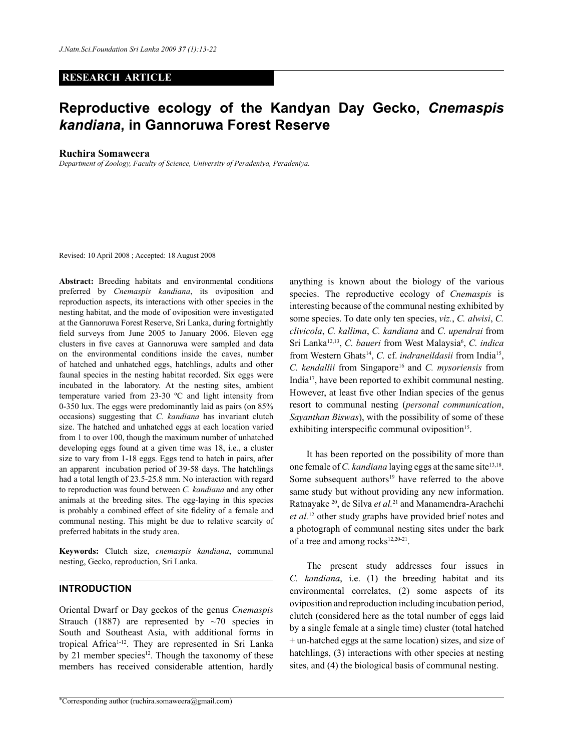**RESEARCH ARTICLE**

# Reproductive ecology of the Kandyan Day Gecko, *Cnemaspis kandiana*, in Gannoruwa Forest Reserve

**Ruchira Somaweera**

*Department of Zoology, Faculty of Science, University of Peradeniya, Peradeniya.*

Revised: 10 April 2008 ; Accepted: 18 August 2008

**Abstract:** Breeding habitats and environmental conditions preferred by *Cnemaspis kandiana*, its oviposition and reproduction aspects, its interactions with other species in the nesting habitat, and the mode of oviposition were investigated at the Gannoruwa Forest Reserve, Sri Lanka, during fortnightly field surveys from June 2005 to January 2006. Eleven egg clusters in five caves at Gannoruwa were sampled and data on the environmental conditions inside the caves, number of hatched and unhatched eggs, hatchlings, adults and other faunal species in the nesting habitat recorded. Six eggs were incubated in the laboratory. At the nesting sites, ambient temperature varied from 23-30 ºC and light intensity from 0-350 lux. The eggs were predominantly laid as pairs (on 85% occasions) suggesting that *C. kandiana* has invariant clutch size. The hatched and unhatched eggs at each location varied from 1 to over 100, though the maximum number of unhatched developing eggs found at a given time was 18, i.e., a cluster size to vary from 1-18 eggs. Eggs tend to hatch in pairs, after an apparent incubation period of 39-58 days. The hatchlings had a total length of 23.5-25.8 mm. No interaction with regard to reproduction was found between *C. kandiana* and any other animals at the breeding sites. The egg-laying in this species is probably a combined effect of site fidelity of a female and communal nesting. This might be due to relative scarcity of preferred habitats in the study area.

**Keywords:** Clutch size, *cnemaspis kandiana*, communal nesting, Gecko, reproduction, Sri Lanka.

## INTRODUCTION

Oriental Dwarf or Day geckos of the genus *Cnemaspis* Strauch (1887) are represented by ~70 species in South and Southeast Asia, with additional forms in tropical Africa[1-12]. They are represented in Sri Lanka by 21 member species[12]. Though the taxonomy of these members has received considerable attention, hardly anything is known about the biology of the various species. The reproductive ecology of *Cnemaspis* is interesting because of the communal nesting exhibited by some species. To date only ten species, *viz.*, *C. alwisi*, *C. clivicola*, *C. kallima*, *C. kandiana* and *C. upendrai* from Sri Lanka[12,13], *C. baueri* from West Malaysia[6], *C. indica* from Western Ghats[14], *C.* cf. *indraneildasii* from India[15], *C. kendallii* from Singapore[16] and *C. mysoriensis* from India[17], have been reported to exhibit communal nesting. However, at least five other Indian species of the genus resort to communal nesting (*personal communication*, *Sayanthan Biswas*), with the possibility of some of these exhibiting interspecific communal oviposition[15].

It has been reported on the possibility of more than one female of *C. kandiana* laying eggs at the same site[13,18]. Some subsequent authors[19] have referred to the above same study but without providing any new information. Ratnayake [20], de Silva *et al.*[21] and Manamendra-Arachchi *et al.*[12] other study graphs have provided brief notes and a photograph of communal nesting sites under the bark of a tree and among rocks[12,20-21].

The present study addresses four issues in *C. kandiana*, i.e. (1) the breeding habitat and its environmental correlates, (2) some aspects of its oviposition and reproduction including incubation period, clutch (considered here as the total number of eggs laid by a single female at a single time) cluster (total hatched + un-hatched eggs at the same location) sizes, and size of hatchlings, (3) interactions with other species at nesting sites, and (4) the biological basis of communal nesting.

*Corresponding author (ruchira.somaweera@gmail.com)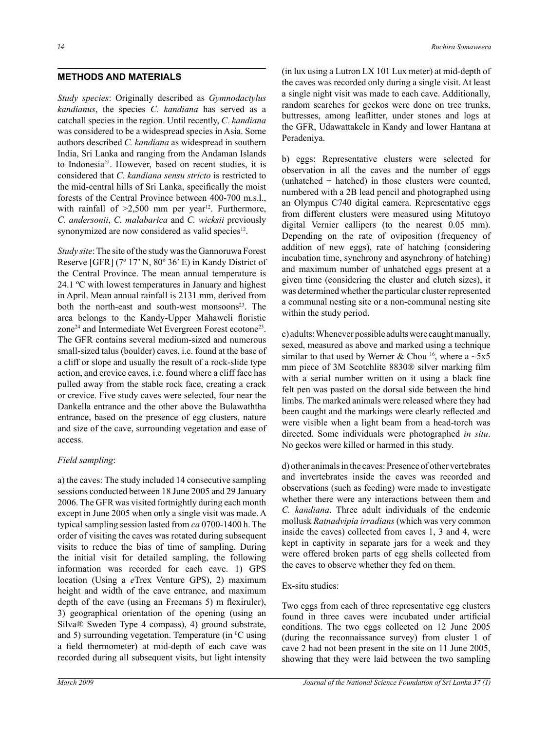## METHODS AND MATERIALS

*Study species*: Originally described as *Gymnodactylus kandianus*, the species *C. kandiana* has served as a catchall species in the region. Until recently, *C. kandiana* was considered to be a widespread species in Asia. Some authors described *C. kandiana* as widespread in southern India, Sri Lanka and ranging from the Andaman Islands to Indonesia[22]. However, based on recent studies, it is considered that *C. kandiana sensu stricto* is restricted to the mid-central hills of Sri Lanka, specifically the moist forests of the Central Province between 400-700 m.s.l., with rainfall of >2,500 mm per year[12]. Furthermore, *C. andersonii*, *C. malabarica* and *C. wicksii* previously synonymized are now considered as valid species[12].

*Study site*: The site of the study was the Gannoruwa Forest Reserve [GFR] (7º 17' N, 80º 36' E) in Kandy District of the Central Province. The mean annual temperature is 24.1 ºC with lowest temperatures in January and highest in April. Mean annual rainfall is 2131 mm, derived from both the north-east and south-west monsoons[23]. The area belongs to the Kandy-Upper Mahaweli floristic zone[24] and Intermediate Wet Evergreen Forest ecotone[23]. The GFR contains several medium-sized and numerous small-sized talus (boulder) caves, i.e. found at the base of a cliff or slope and usually the result of a rock-slide type action, and crevice caves, i.e. found where a cliff face has pulled away from the stable rock face, creating a crack or crevice. Five study caves were selected, four near the Dankella entrance and the other above the Bulawaththa entrance, based on the presence of egg clusters, nature and size of the cave, surrounding vegetation and ease of access.

*Field sampling*:

a) the caves: The study included 14 consecutive sampling sessions conducted between 18 June 2005 and 29 January 2006. The GFR was visited fortnightly during each month except in June 2005 when only a single visit was made. A typical sampling session lasted from *ca* 0700-1400 h. The order of visiting the caves was rotated during subsequent visits to reduce the bias of time of sampling. During the initial visit for detailed sampling, the following information was recorded for each cave. 1) GPS location (Using a *e*Trex Venture GPS), 2) maximum height and width of the cave entrance, and maximum depth of the cave (using an Freemans 5) m flexiruler), 3) geographical orientation of the opening (using an Silva® Sweden Type 4 compass), 4) ground substrate, and 5) surrounding vegetation. Temperature (in $^0$C using a field thermometer) at mid-depth of each cave was recorded during all subsequent visits, but light intensity (in lux using a Lutron LX 101 Lux meter) at mid-depth of the caves was recorded only during a single visit. At least a single night visit was made to each cave. Additionally, random searches for geckos were done on tree trunks, buttresses, among leaflitter, under stones and logs at the GFR, Udawattakele in Kandy and lower Hantana at Peradeniya.

b) eggs: Representative clusters were selected for observation in all the caves and the number of eggs (unhatched + hatched) in those clusters were counted, numbered with a 2B lead pencil and photographed using an Olympus C740 digital camera. Representative eggs from different clusters were measured using Mitutoyo digital Vernier callipers (to the nearest 0.05 mm). Depending on the rate of oviposition (frequency of addition of new eggs), rate of hatching (considering incubation time, synchrony and asynchrony of hatching) and maximum number of unhatched eggs present at a given time (considering the cluster and clutch sizes), it was determined whether the particular cluster represented a communal nesting site or a non-communal nesting site within the study period.

c) adults: Whenever possible adults were caught manually, sexed, measured as above and marked using a technique similar to that used by Werner & Chou [16], where a ~5x5 mm piece of 3M Scotchlite 8830® silver marking film with a serial number written on it using a black fine felt pen was pasted on the dorsal side between the hind limbs. The marked animals were released where they had been caught and the markings were clearly reflected and were visible when a light beam from a head-torch was directed. Some individuals were photographed *in situ*. No geckos were killed or harmed in this study.

d) other animals in the caves: Presence of other vertebrates and invertebrates inside the caves was recorded and observations (such as feeding) were made to investigate whether there were any interactions between them and *C. kandiana*. Three adult individuals of the endemic mollusk *Ratnadvipia irradians* (which was very common inside the caves) collected from caves 1, 3 and 4, were kept in captivity in separate jars for a week and they were offered broken parts of egg shells collected from the caves to observe whether they fed on them.

Ex-situ studies:

Two eggs from each of three representative egg clusters found in three caves were incubated under artificial conditions. The two eggs collected on 12 June 2005 (during the reconnaissance survey) from cluster 1 of cave 2 had not been present in the site on 11 June 2005, showing that they were laid between the two sampling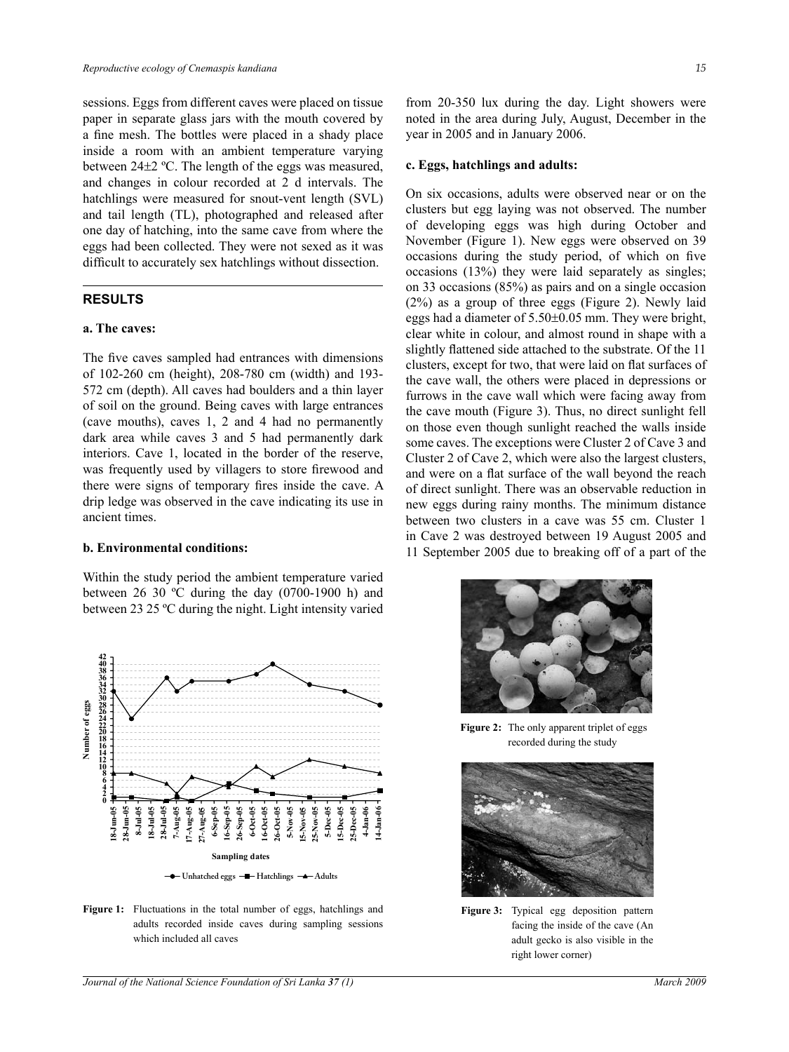sessions. Eggs from different caves were placed on tissue paper in separate glass jars with the mouth covered by a fine mesh. The bottles were placed in a shady place inside a room with an ambient temperature varying between 24±2 ºC. The length of the eggs was measured, and changes in colour recorded at 2 d intervals. The hatchlings were measured for snout-vent length (SVL) and tail length (TL), photographed and released after one day of hatching, into the same cave from where the eggs had been collected. They were not sexed as it was difficult to accurately sex hatchlings without dissection.

## RESULTS

### a. The caves:

The five caves sampled had entrances with dimensions of 102-260 cm (height), 208-780 cm (width) and 193-572 cm (depth). All caves had boulders and a thin layer of soil on the ground. Being caves with large entrances (cave mouths), caves 1, 2 and 4 had no permanently dark area while caves 3 and 5 had permanently dark interiors. Cave 1, located in the border of the reserve, was frequently used by villagers to store firewood and there were signs of temporary fires inside the cave. A drip ledge was observed in the cave indicating its use in ancient times.

### b. Environmental conditions:

Within the study period the ambient temperature varied between 26 30 ºC during the day (0700-1900 h) and between 23 25 ºC during the night. Light intensity varied from 20-350 lux during the day. Light showers were noted in the area during July, August, December in the year in 2005 and in January 2006.

### c. Eggs, hatchlings and adults:

On six occasions, adults were observed near or on the clusters but egg laying was not observed. The number of developing eggs was high during October and November (Figure 1). New eggs were observed on 39 occasions during the study period, of which on five occasions (13%) they were laid separately as singles; on 33 occasions (85%) as pairs and on a single occasion (2%) as a group of three eggs (Figure 2). Newly laid eggs had a diameter of 5.50±0.05 mm. They were bright, clear white in colour, and almost round in shape with a slightly flattened side attached to the substrate. Of the 11 clusters, except for two, that were laid on flat surfaces of the cave wall, the others were placed in depressions or furrows in the cave wall which were facing away from the cave mouth (Figure 3). Thus, no direct sunlight fell on those even though sunlight reached the walls inside some caves. The exceptions were Cluster 2 of Cave 3 and Cluster 2 of Cave 2, which were also the largest clusters, and were on a flat surface of the wall beyond the reach of direct sunlight. There was an observable reduction in new eggs during rainy months. The minimum distance between two clusters in a cave was 55 cm. Cluster 1 in Cave 2 was destroyed between 19 August 2005 and 11 September 2005 due to breaking off of a part of the

**Figure 1:** Fluctuations in the total number of eggs, hatchlings and adults recorded inside caves during sampling sessions which included all caves

**Figure 2:** The only apparent triplet of eggs recorded during the study

**Figure 3:** Typical egg deposition pattern facing the inside of the cave (An adult gecko is also visible in the right lower corner)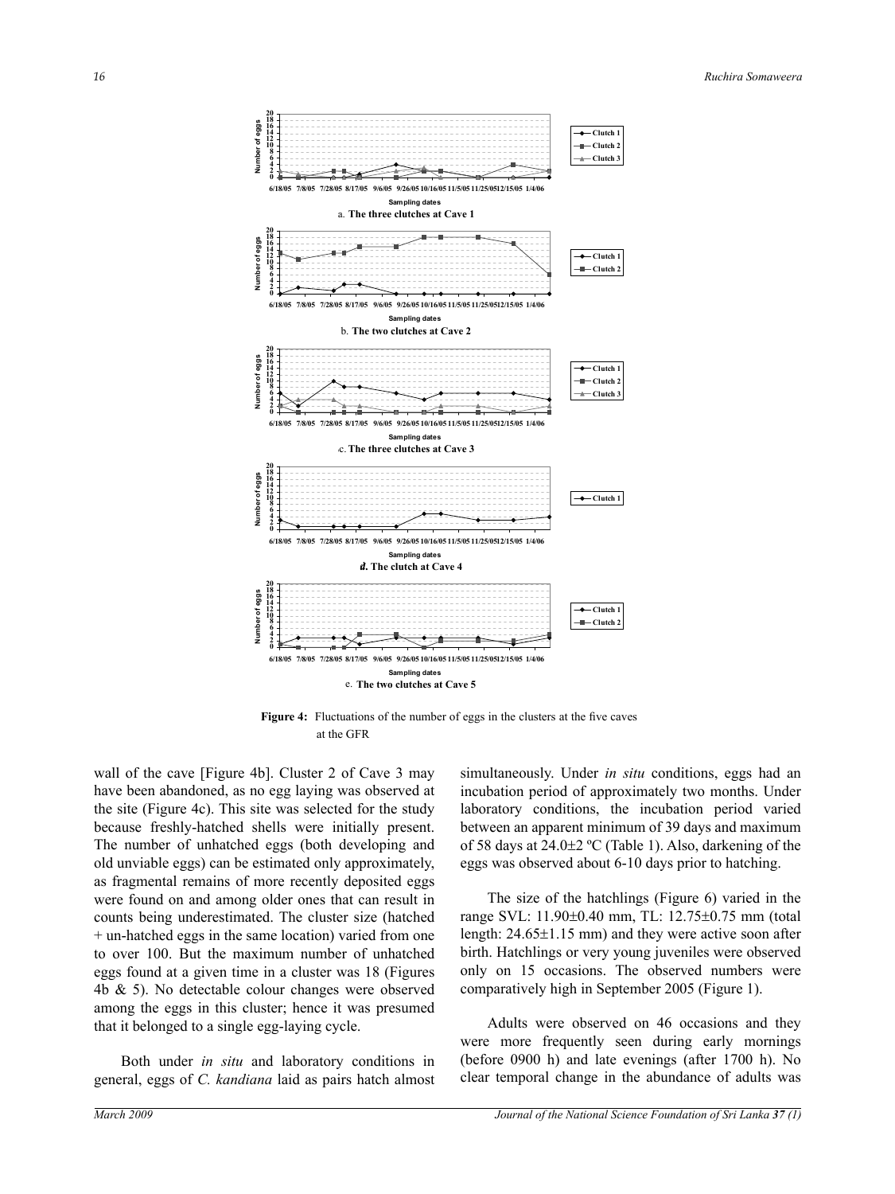**Figure 4:** Fluctuations of the number of eggs in the clusters at the five caves at the GFR

wall of the cave [Figure 4b]. Cluster 2 of Cave 3 may have been abandoned, as no egg laying was observed at the site (Figure 4c). This site was selected for the study because freshly-hatched shells were initially present. The number of unhatched eggs (both developing and old unviable eggs) can be estimated only approximately, as fragmental remains of more recently deposited eggs were found on and among older ones that can result in counts being underestimated. The cluster size (hatched + un-hatched eggs in the same location) varied from one to over 100. But the maximum number of unhatched eggs found at a given time in a cluster was 18 (Figures 4b & 5). No detectable colour changes were observed among the eggs in this cluster; hence it was presumed that it belonged to a single egg-laying cycle.

Both under *in situ* and laboratory conditions in general, eggs of *C. kandiana* laid as pairs hatch almost simultaneously. Under *in situ* conditions, eggs had an incubation period of approximately two months. Under laboratory conditions, the incubation period varied between an apparent minimum of 39 days and maximum of 58 days at 24.0±2 ºC (Table 1). Also, darkening of the eggs was observed about 6-10 days prior to hatching.

The size of the hatchlings (Figure 6) varied in the range SVL: 11.90±0.40 mm, TL: 12.75±0.75 mm (total length: 24.65±1.15 mm) and they were active soon after birth. Hatchlings or very young juveniles were observed only on 15 occasions. The observed numbers were comparatively high in September 2005 (Figure 1).

Adults were observed on 46 occasions and they were more frequently seen during early mornings (before 0900 h) and late evenings (after 1700 h). No clear temporal change in the abundance of adults was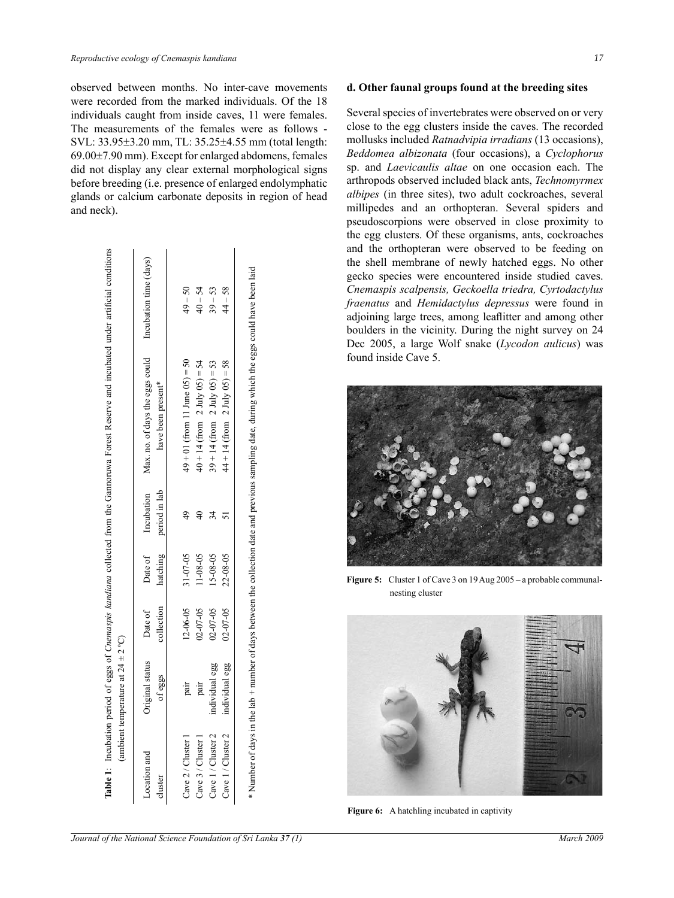observed between months. No inter-cave movements were recorded from the marked individuals. Of the 18 individuals caught from inside caves, 11 were females. The measurements of the females were as follows - SVL: 33.95±3.20 mm, TL: 35.25±4.55 mm (total length: 69.00±7.90 mm). Except for enlarged abdomens, females did not display any clear external morphological signs before breeding (i.e. presence of enlarged endolymphatic glands or calcium carbonate deposits in region of head and neck).

**Table 1**: Incubation period of eggs of *Cnemaspis kandiana* collected from the Gannoruwa Forest Reserve and incubated under artificial conditions (ambient temperature at 24 ± 2 °C)

| Location and cluster | Original status of eggs | Date of collection | Date of hatching | Incubation period in lab | Max. no. of days the eggs could have been present* | Incubation time (days) |
|---|---|---|---|---|---|---|
| Cave 2 / Cluster 1 | pair | 12-06-05 | 31-07-05 | 49 | 49 + 01 (from 11 June 05) = 50 | 49 – 50 |
| Cave 3 / Cluster 1 | pair | 02-07-05 | 11-08-05 | 40 | 40 + 14 (from 2 July 05) = 54 | 40 – 54 |
| Cave 1 / Cluster 2 | individual egg | 02-07-05 | 15-08-05 | 34 | 39 + 14 (from 2 July 05) = 53 | 39 – 53 |
| Cave 1 / Cluster 2 | individual egg | 02-07-05 | 22-08-05 | 51 | 44 + 14 (from 2 July 05) = 58 | 44 – 58 |

\* Number of days in the lab + number of days between the collection date and previous sampling date, during which the eggs could have been laid

### d. Other faunal groups found at the breeding sites

Several species of invertebrates were observed on or very close to the egg clusters inside the caves. The recorded mollusks included *Ratnadvipia irradians* (13 occasions), *Beddomea albizonata* (four occasions), a *Cyclophorus* sp. and *Laevicaulis altae* on one occasion each. The arthropods observed included black ants, *Technomyrmex albipes* (in three sites), two adult cockroaches, several millipedes and an orthopteran. Several spiders and pseudoscorpions were observed in close proximity to the egg clusters. Of these organisms, ants, cockroaches and the orthopteran were observed to be feeding on the shell membrane of newly hatched eggs. No other gecko species were encountered inside studied caves. *Cnemaspis scalpensis, Geckoella triedra, Cyrtodactylus fraenatus* and *Hemidactylus depressus* were found in adjoining large trees, among leaflitter and among other boulders in the vicinity. During the night survey on 24 Dec 2005, a large Wolf snake (*Lycodon aulicus*) was found inside Cave 5.

**Figure 5:** Cluster 1 of Cave 3 on 19 Aug 2005 – a probable communal-nesting cluster

**Figure 6:** A hatchling incubated in captivity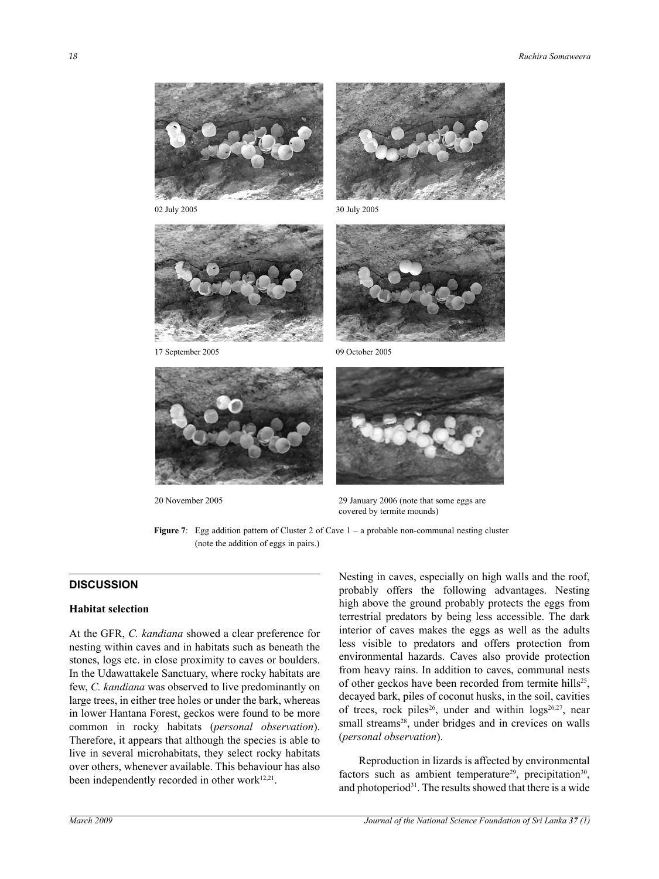02 July 2005

30 July 2005

17 September 2005

09 October 2005

20 November 2005

29 January 2006 (note that some eggs are covered by termite mounds)

**Figure 7**: Egg addition pattern of Cluster 2 of Cave 1 – a probable non-communal nesting cluster (note the addition of eggs in pairs.)

## DISCUSSION

### Habitat selection

At the GFR, *C. kandiana* showed a clear preference for nesting within caves and in habitats such as beneath the stones, logs etc. in close proximity to caves or boulders. In the Udawattakele Sanctuary, where rocky habitats are few, *C. kandiana* was observed to live predominantly on large trees, in either tree holes or under the bark, whereas in lower Hantana Forest, geckos were found to be more common in rocky habitats (*personal observation*). Therefore, it appears that although the species is able to live in several microhabitats, they select rocky habitats over others, whenever available. This behaviour has also been independently recorded in other work[12,21].

Nesting in caves, especially on high walls and the roof, probably offers the following advantages. Nesting high above the ground probably protects the eggs from terrestrial predators by being less accessible. The dark interior of caves makes the eggs as well as the adults less visible to predators and offers protection from environmental hazards. Caves also provide protection from heavy rains. In addition to caves, communal nests of other geckos have been recorded from termite hills[25], decayed bark, piles of coconut husks, in the soil, cavities of trees, rock piles[26], under and within logs[26,27], near small streams[28], under bridges and in crevices on walls (*personal observation*).

Reproduction in lizards is affected by environmental factors such as ambient temperature[29], precipitation[30], and photoperiod[31]. The results showed that there is a wide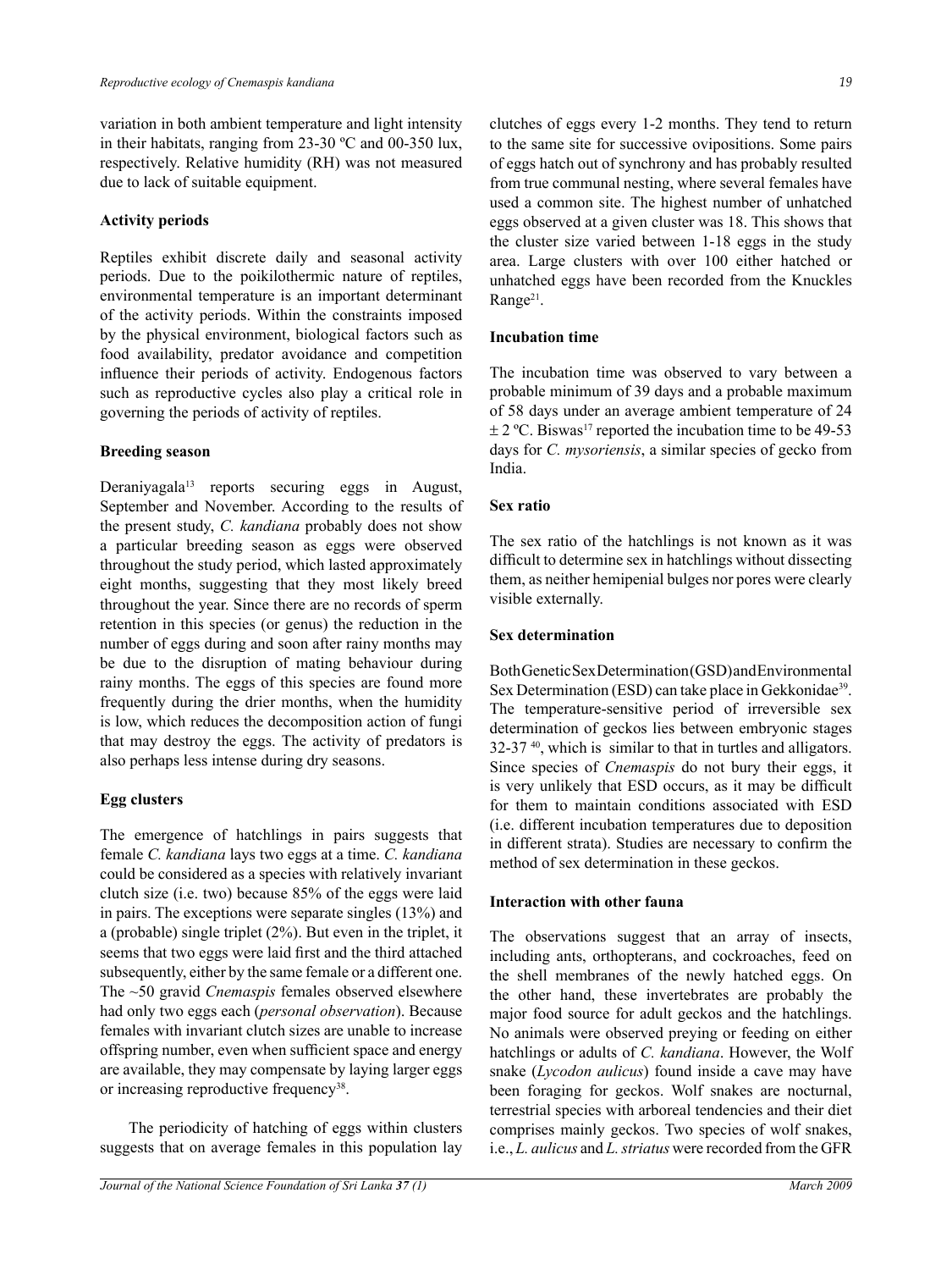variation in both ambient temperature and light intensity in their habitats, ranging from 23-30 ºC and 00-350 lux, respectively. Relative humidity (RH) was not measured due to lack of suitable equipment.

### Activity periods

Reptiles exhibit discrete daily and seasonal activity periods. Due to the poikilothermic nature of reptiles, environmental temperature is an important determinant of the activity periods. Within the constraints imposed by the physical environment, biological factors such as food availability, predator avoidance and competition influence their periods of activity. Endogenous factors such as reproductive cycles also play a critical role in governing the periods of activity of reptiles.

### Breeding season

Deraniyagala[13] reports securing eggs in August, September and November. According to the results of the present study, *C. kandiana* probably does not show a particular breeding season as eggs were observed throughout the study period, which lasted approximately eight months, suggesting that they most likely breed throughout the year. Since there are no records of sperm retention in this species (or genus) the reduction in the number of eggs during and soon after rainy months may be due to the disruption of mating behaviour during rainy months. The eggs of this species are found more frequently during the drier months, when the humidity is low, which reduces the decomposition action of fungi that may destroy the eggs. The activity of predators is also perhaps less intense during dry seasons.

### Egg clusters

The emergence of hatchlings in pairs suggests that female *C. kandiana* lays two eggs at a time. *C. kandiana* could be considered as a species with relatively invariant clutch size (i.e. two) because 85% of the eggs were laid in pairs. The exceptions were separate singles (13%) and a (probable) single triplet (2%). But even in the triplet, it seems that two eggs were laid first and the third attached subsequently, either by the same female or a different one. The ~50 gravid *Cnemaspis* females observed elsewhere had only two eggs each (*personal observation*). Because females with invariant clutch sizes are unable to increase offspring number, even when sufficient space and energy are available, they may compensate by laying larger eggs or increasing reproductive frequency[38].

The periodicity of hatching of eggs within clusters suggests that on average females in this population lay clutches of eggs every 1-2 months. They tend to return to the same site for successive ovipositions. Some pairs of eggs hatch out of synchrony and has probably resulted from true communal nesting, where several females have used a common site. The highest number of unhatched eggs observed at a given cluster was 18. This shows that the cluster size varied between 1-18 eggs in the study area. Large clusters with over 100 either hatched or unhatched eggs have been recorded from the Knuckles Range[21].

### Incubation time

The incubation time was observed to vary between a probable minimum of 39 days and a probable maximum of 58 days under an average ambient temperature of 24 ± 2 ºC. Biswas[17] reported the incubation time to be 49-53 days for *C. mysoriensis*, a similar species of gecko from India.

### Sex ratio

The sex ratio of the hatchlings is not known as it was difficult to determine sex in hatchlings without dissecting them, as neither hemipenial bulges nor pores were clearly visible externally.

### Sex determination

Both Genetic Sex Determination (GSD) and Environmental Sex Determination (ESD) can take place in Gekkonidae[39]. The temperature-sensitive period of irreversible sex determination of geckos lies between embryonic stages 32-37 [40], which is similar to that in turtles and alligators. Since species of *Cnemaspis* do not bury their eggs, it is very unlikely that ESD occurs, as it may be difficult for them to maintain conditions associated with ESD (i.e. different incubation temperatures due to deposition in different strata). Studies are necessary to confirm the method of sex determination in these geckos.

### Interaction with other fauna

The observations suggest that an array of insects, including ants, orthopterans, and cockroaches, feed on the shell membranes of the newly hatched eggs. On the other hand, these invertebrates are probably the major food source for adult geckos and the hatchlings. No animals were observed preying or feeding on either hatchlings or adults of *C. kandiana*. However, the Wolf snake (*Lycodon aulicus*) found inside a cave may have been foraging for geckos. Wolf snakes are nocturnal, terrestrial species with arboreal tendencies and their diet comprises mainly geckos. Two species of wolf snakes, i.e., *L. aulicus* and *L. striatus* were recorded from the GFR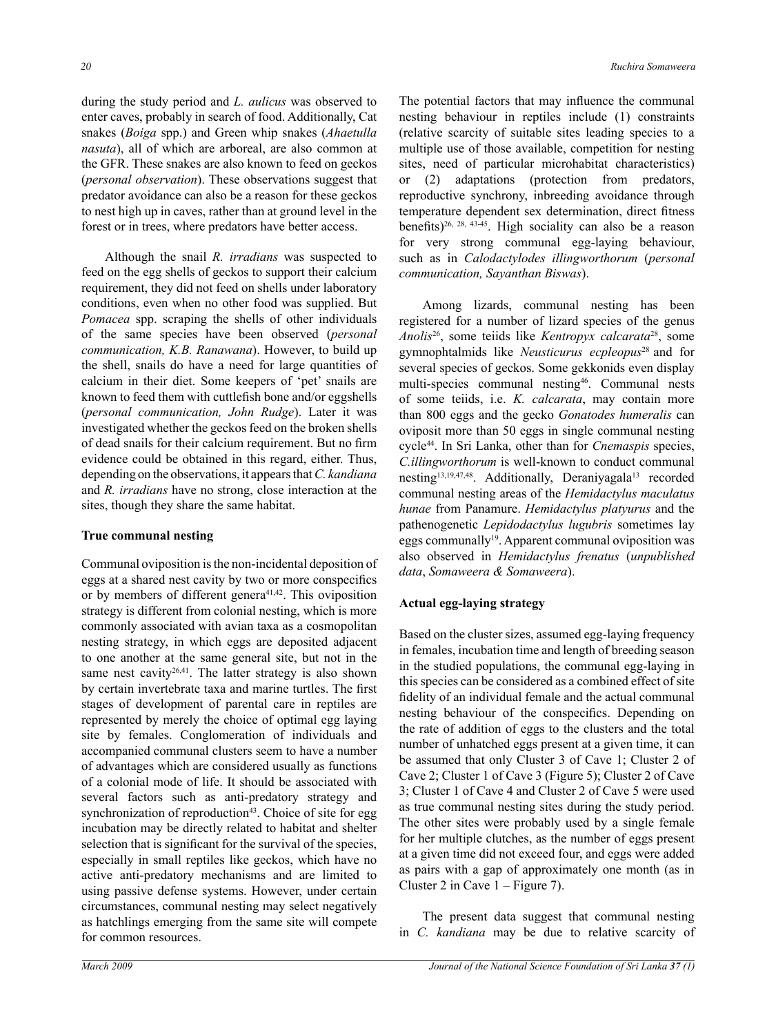during the study period and *L. aulicus* was observed to enter caves, probably in search of food. Additionally, Cat snakes (*Boiga* spp.) and Green whip snakes (*Ahaetulla nasuta*), all of which are arboreal, are also common at the GFR. These snakes are also known to feed on geckos (*personal observation*). These observations suggest that predator avoidance can also be a reason for these geckos to nest high up in caves, rather than at ground level in the forest or in trees, where predators have better access.

Although the snail *R. irradians* was suspected to feed on the egg shells of geckos to support their calcium requirement, they did not feed on shells under laboratory conditions, even when no other food was supplied. But *Pomacea* spp. scraping the shells of other individuals of the same species have been observed (*personal communication, K.B. Ranawana*). However, to build up the shell, snails do have a need for large quantities of calcium in their diet. Some keepers of 'pet' snails are known to feed them with cuttlefish bone and/or eggshells (*personal communication, John Rudge*). Later it was investigated whether the geckos feed on the broken shells of dead snails for their calcium requirement. But no firm evidence could be obtained in this regard, either. Thus, depending on the observations, it appears that *C. kandiana* and *R. irradians* have no strong, close interaction at the sites, though they share the same habitat.

**True communal nesting**

Communal oviposition is the non-incidental deposition of eggs at a shared nest cavity by two or more conspecifics or by members of different genera[41,42]. This oviposition strategy is different from colonial nesting, which is more commonly associated with avian taxa as a cosmopolitan nesting strategy, in which eggs are deposited adjacent to one another at the same general site, but not in the same nest cavity[26,41]. The latter strategy is also shown by certain invertebrate taxa and marine turtles. The first stages of development of parental care in reptiles are represented by merely the choice of optimal egg laying site by females. Conglomeration of individuals and accompanied communal clusters seem to have a number of advantages which are considered usually as functions of a colonial mode of life. It should be associated with several factors such as anti-predatory strategy and synchronization of reproduction[43]. Choice of site for egg incubation may be directly related to habitat and shelter selection that is significant for the survival of the species, especially in small reptiles like geckos, which have no active anti-predatory mechanisms and are limited to using passive defense systems. However, under certain circumstances, communal nesting may select negatively as hatchlings emerging from the same site will compete for common resources.

The potential factors that may influence the communal nesting behaviour in reptiles include (1) constraints (relative scarcity of suitable sites leading species to a multiple use of those available, competition for nesting sites, need of particular microhabitat characteristics) or (2) adaptations (protection from predators, reproductive synchrony, inbreeding avoidance through temperature dependent sex determination, direct fitness benefits)[26, 28, 43-45]. High sociality can also be a reason for very strong communal egg-laying behaviour, such as in *Calodactylodes illingworthorum* (*personal communication, Sayanthan Biswas*).

Among lizards, communal nesting has been registered for a number of lizard species of the genus *Anolis*[26], some teiids like *Kentropyx calcarata*[28], some gymnophtalmids like *Neusticurus ecpleopus*[28] and for several species of geckos. Some gekkonids even display multi-species communal nesting[46]. Communal nests of some teiids, i.e. *K. calcarata*, may contain more than 800 eggs and the gecko *Gonatodes humeralis* can oviposit more than 50 eggs in single communal nesting cycle[44]. In Sri Lanka, other than for *Cnemaspis* species, *C.illingworthorum* is well-known to conduct communal nesting[13,19,47,48]. Additionally, Deraniyagala[13] recorded communal nesting areas of the *Hemidactylus maculatus hunae* from Panamure. *Hemidactylus platyurus* and the pathenogenetic *Lepidodactylus lugubris* sometimes lay eggs communally[19]. Apparent communal oviposition was also observed in *Hemidactylus frenatus* (*unpublished data*, *Somaweera & Somaweera*).

**Actual egg-laying strategy**

Based on the cluster sizes, assumed egg-laying frequency in females, incubation time and length of breeding season in the studied populations, the communal egg-laying in this species can be considered as a combined effect of site fidelity of an individual female and the actual communal nesting behaviour of the conspecifics. Depending on the rate of addition of eggs to the clusters and the total number of unhatched eggs present at a given time, it can be assumed that only Cluster 3 of Cave 1; Cluster 2 of Cave 2; Cluster 1 of Cave 3 (Figure 5); Cluster 2 of Cave 3; Cluster 1 of Cave 4 and Cluster 2 of Cave 5 were used as true communal nesting sites during the study period. The other sites were probably used by a single female for her multiple clutches, as the number of eggs present at a given time did not exceed four, and eggs were added as pairs with a gap of approximately one month (as in Cluster 2 in Cave 1 – Figure 7).

The present data suggest that communal nesting in *C. kandiana* may be due to relative scarcity of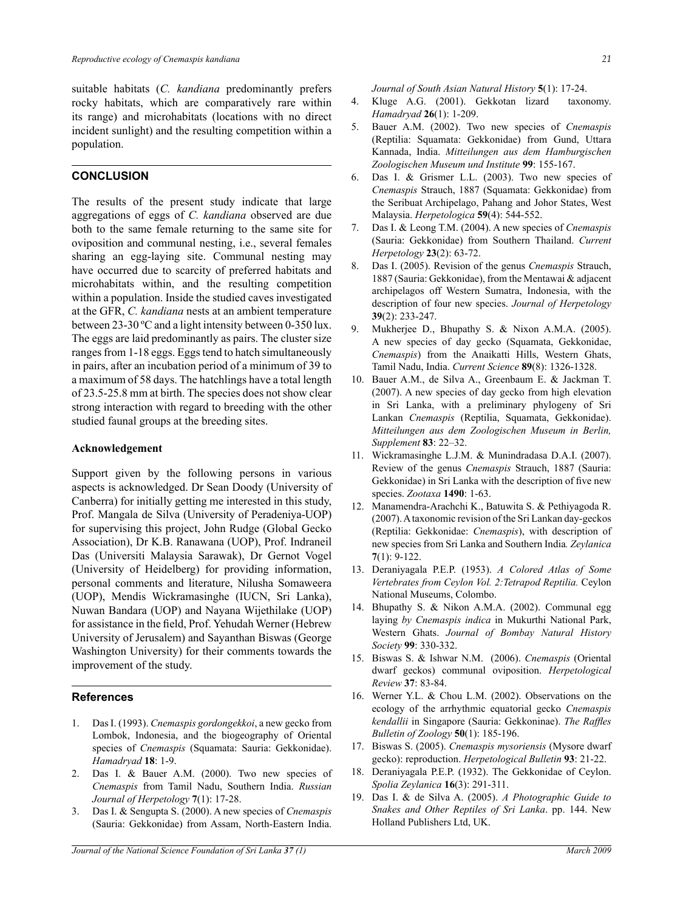suitable habitats (*C. kandiana* predominantly prefers rocky habitats, which are comparatively rare within its range) and microhabitats (locations with no direct incident sunlight) and the resulting competition within a population.

## CONCLUSION

The results of the present study indicate that large aggregations of eggs of *C. kandiana* observed are due both to the same female returning to the same site for oviposition and communal nesting, i.e., several females sharing an egg-laying site. Communal nesting may have occurred due to scarcity of preferred habitats and microhabitats within, and the resulting competition within a population. Inside the studied caves investigated at the GFR, *C. kandiana* nests at an ambient temperature between 23-30 ºC and a light intensity between 0-350 lux. The eggs are laid predominantly as pairs. The cluster size ranges from 1-18 eggs. Eggs tend to hatch simultaneously in pairs, after an incubation period of a minimum of 39 to a maximum of 58 days. The hatchlings have a total length of 23.5-25.8 mm at birth. The species does not show clear strong interaction with regard to breeding with the other studied faunal groups at the breeding sites.

### Acknowledgement

Support given by the following persons in various aspects is acknowledged. Dr Sean Doody (University of Canberra) for initially getting me interested in this study, Prof. Mangala de Silva (University of Peradeniya-UOP) for supervising this project, John Rudge (Global Gecko Association), Dr K.B. Ranawana (UOP), Prof. Indraneil Das (Universiti Malaysia Sarawak), Dr Gernot Vogel (University of Heidelberg) for providing information, personal comments and literature, Nilusha Somaweera (UOP), Mendis Wickramasinghe (IUCN, Sri Lanka), Nuwan Bandara (UOP) and Nayana Wijethilake (UOP) for assistance in the field, Prof. Yehudah Werner (Hebrew University of Jerusalem) and Sayanthan Biswas (George Washington University) for their comments towards the improvement of the study.

## References

1. Das I. (1993). *Cnemaspis gordongekkoi*, a new gecko from Lombok, Indonesia, and the biogeography of Oriental species of *Cnemaspis* (Squamata: Sauria: Gekkonidae). *Hamadryad* **18**: 1-9.
2. Das I. & Bauer A.M. (2000). Two new species of *Cnemaspis* from Tamil Nadu, Southern India. *Russian Journal of Herpetology* **7**(1): 17-28.
3. Das I. & Sengupta S. (2000). A new species of *Cnemaspis* (Sauria: Gekkonidae) from Assam, North-Eastern India. *Journal of South Asian Natural History* **5**(1): 17-24.
4. Kluge A.G. (2001). Gekkotan lizard taxonomy. *Hamadryad* **26**(1): 1-209.
5. Bauer A.M. (2002). Two new species of *Cnemaspis* (Reptilia: Squamata: Gekkonidae) from Gund, Uttara Kannada, India. *Mitteilungen aus dem Hamburgischen Zoologischen Museum und Institute* **99**: 155-167.
6. Das I. & Grismer L.L. (2003). Two new species of *Cnemaspis* Strauch, 1887 (Squamata: Gekkonidae) from the Seribuat Archipelago, Pahang and Johor States, West Malaysia. *Herpetologica* **59**(4): 544-552.
7. Das I. & Leong T.M. (2004). A new species of *Cnemaspis* (Sauria: Gekkonidae) from Southern Thailand. *Current Herpetology* **23**(2): 63-72.
8. Das I. (2005). Revision of the genus *Cnemaspis* Strauch, 1887 (Sauria: Gekkonidae), from the Mentawai & adjacent archipelagos off Western Sumatra, Indonesia, with the description of four new species. *Journal of Herpetology* **39**(2): 233-247.
9. Mukherjee D., Bhupathy S. & Nixon A.M.A. (2005). A new species of day gecko (Squamata, Gekkonidae, *Cnemaspis*) from the Anaikatti Hills, Western Ghats, Tamil Nadu, India. *Current Science* **89**(8): 1326-1328.
10. Bauer A.M., de Silva A., Greenbaum E. & Jackman T. (2007). A new species of day gecko from high elevation in Sri Lanka, with a preliminary phylogeny of Sri Lankan *Cnemaspis* (Reptilia, Squamata, Gekkonidae). *Mitteilungen aus dem Zoologischen Museum in Berlin, Supplement* **83**: 22–32.
11. Wickramasinghe L.J.M. & Munindradasa D.A.I. (2007). Review of the genus *Cnemaspis* Strauch, 1887 (Sauria: Gekkonidae) in Sri Lanka with the description of five new species. *Zootaxa* **1490**: 1-63.
12. Manamendra-Arachchi K., Batuwita S. & Pethiyagoda R. (2007). A taxonomic revision of the Sri Lankan day-geckos (Reptilia: Gekkonidae: *Cnemaspis*), with description of new species from Sri Lanka and Southern India*. Zeylanica* **7**(1): 9-122.
13. Deraniyagala P.E.P. (1953). *A Colored Atlas of Some Vertebrates from Ceylon Vol. 2:Tetrapod Reptilia.* Ceylon National Museums, Colombo.
14. Bhupathy S. & Nikon A.M.A. (2002). Communal egg laying *by Cnemaspis indica* in Mukurthi National Park, Western Ghats. *Journal of Bombay Natural History Society* **99**: 330-332.
15. Biswas S. & Ishwar N.M. (2006). *Cnemaspis* (Oriental dwarf geckos) communal oviposition. *Herpetological Review* **37**: 83-84.
16. Werner Y.L. & Chou L.M. (2002). Observations on the ecology of the arrhythmic equatorial gecko *Cnemaspis kendallii* in Singapore (Sauria: Gekkoninae). *The Raffles Bulletin of Zoology* **50**(1): 185-196.
17. Biswas S. (2005). *Cnemaspis mysoriensis* (Mysore dwarf gecko): reproduction. *Herpetological Bulletin* **93**: 21-22.
18. Deraniyagala P.E.P. (1932). The Gekkonidae of Ceylon. *Spolia Zeylanica* **16**(3): 291-311.
19. Das I. & de Silva A. (2005). *A Photographic Guide to Snakes and Other Reptiles of Sri Lanka*. pp. 144. New Holland Publishers Ltd, UK.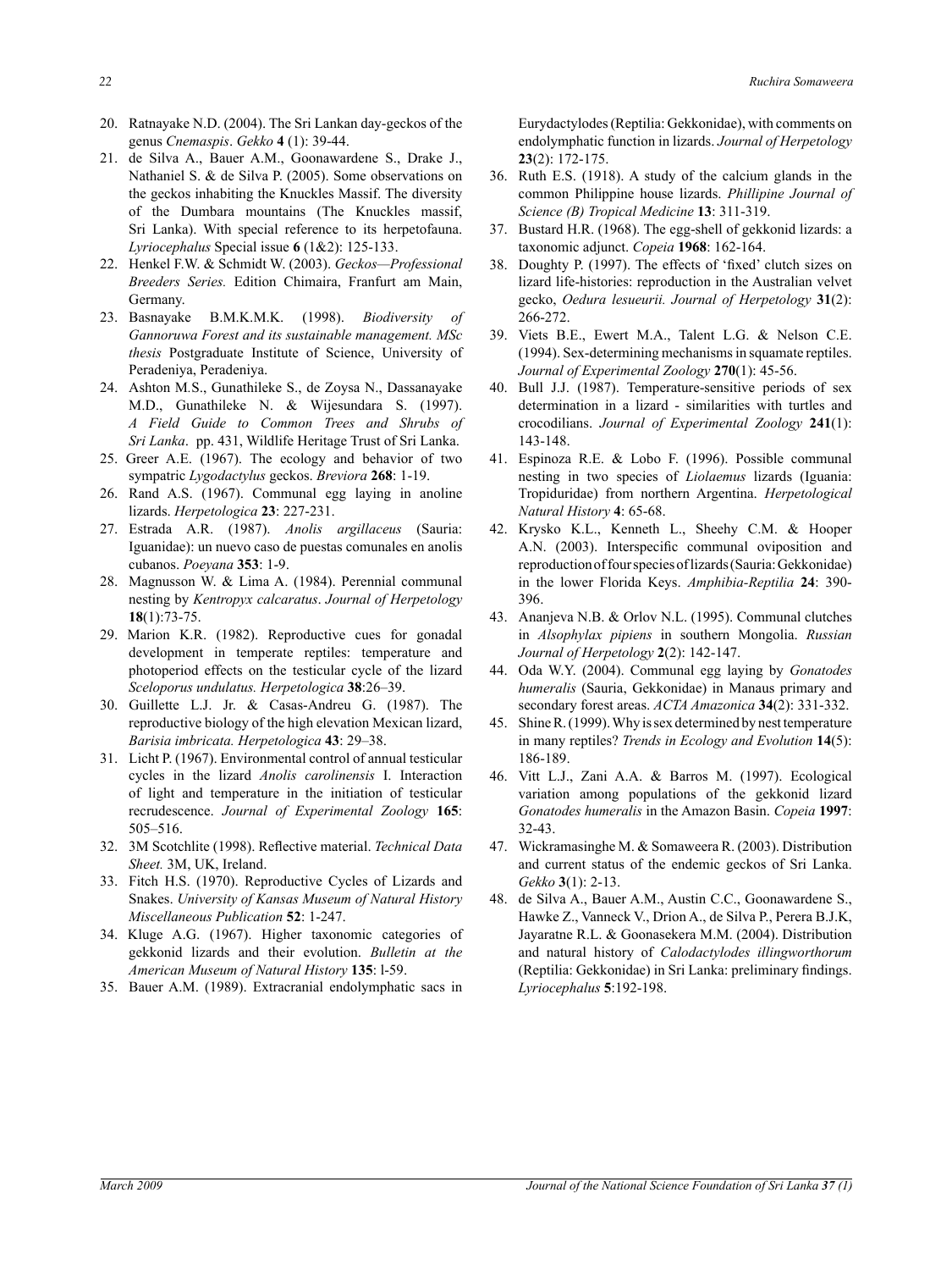20. Ratnayake N.D. (2004). The Sri Lankan day-geckos of the genus *Cnemaspis*. *Gekko* **4** (1): 39-44.
21. de Silva A., Bauer A.M., Goonawardene S., Drake J., Nathaniel S. & de Silva P. (2005). Some observations on the geckos inhabiting the Knuckles Massif. The diversity of the Dumbara mountains (The Knuckles massif, Sri Lanka). With special reference to its herpetofauna. *Lyriocephalus* Special issue **6** (1&2): 125-133.
22. Henkel F.W. & Schmidt W. (2003). *Geckos—Professional Breeders Series.* Edition Chimaira, Franfurt am Main, Germany.
23. Basnayake B.M.K.M.K. (1998). *Biodiversity of Gannoruwa Forest and its sustainable management. MSc thesis* Postgraduate Institute of Science, University of Peradeniya, Peradeniya.
24. Ashton M.S., Gunathileke S., de Zoysa N., Dassanayake M.D., Gunathileke N. & Wijesundara S. (1997). *A Field Guide to Common Trees and Shrubs of Sri Lanka*. pp. 431, Wildlife Heritage Trust of Sri Lanka.
25. Greer A.E. (1967). The ecology and behavior of two sympatric *Lygodactylus* geckos. *Breviora* **268**: 1-19.
26. Rand A.S. (1967). Communal egg laying in anoline lizards. *Herpetologica* **23**: 227-231.
27. Estrada A.R. (1987). *Anolis argillaceus* (Sauria: Iguanidae): un nuevo caso de puestas comunales en anolis cubanos. *Poeyana* **353**: 1-9.
28. Magnusson W. & Lima A. (1984). Perennial communal nesting by *Kentropyx calcaratus*. *Journal of Herpetology* **18**(1):73-75.
29. Marion K.R. (1982). Reproductive cues for gonadal development in temperate reptiles: temperature and photoperiod effects on the testicular cycle of the lizard *Sceloporus undulatus. Herpetologica* **38**:26–39.
30. Guillette L.J. Jr. & Casas-Andreu G. (1987). The reproductive biology of the high elevation Mexican lizard, *Barisia imbricata. Herpetologica* **43**: 29–38.
31. Licht P. (1967). Environmental control of annual testicular cycles in the lizard *Anolis carolinensis* I. Interaction of light and temperature in the initiation of testicular recrudescence. *Journal of Experimental Zoology* **165**: 505–516.
32. 3M Scotchlite (1998). Reflective material. *Technical Data Sheet.* 3M, UK, Ireland.
33. Fitch H.S. (1970). Reproductive Cycles of Lizards and Snakes. *University of Kansas Museum of Natural History Miscellaneous Publication* **52**: 1-247.
34. Kluge A.G. (1967). Higher taxonomic categories of gekkonid lizards and their evolution. *Bulletin at the American Museum of Natural History* **135**: l-59.
35. Bauer A.M. (1989). Extracranial endolymphatic sacs in Eurydactylodes (Reptilia: Gekkonidae), with comments on endolymphatic function in lizards. *Journal of Herpetology* **23**(2): 172-175.
36. Ruth E.S. (1918). A study of the calcium glands in the common Philippine house lizards. *Phillipine Journal of Science (B) Tropical Medicine* **13**: 311-319.
37. Bustard H.R. (1968). The egg-shell of gekkonid lizards: a taxonomic adjunct. *Copeia* **1968**: 162-164.
38. Doughty P. (1997). The effects of 'fixed' clutch sizes on lizard life-histories: reproduction in the Australian velvet gecko, *Oedura lesueurii. Journal of Herpetology* **31**(2): 266-272.
39. Viets B.E., Ewert M.A., Talent L.G. & Nelson C.E. (1994). Sex-determining mechanisms in squamate reptiles. *Journal of Experimental Zoology* **270**(1): 45-56.
40. Bull J.J. (1987). Temperature-sensitive periods of sex determination in a lizard - similarities with turtles and crocodilians. *Journal of Experimental Zoology* **241**(1): 143-148.
41. Espinoza R.E. & Lobo F. (1996). Possible communal nesting in two species of *Liolaemus* lizards (Iguania: Tropiduridae) from northern Argentina. *Herpetological Natural History* **4**: 65-68.
42. Krysko K.L., Kenneth L., Sheehy C.M. & Hooper A.N. (2003). Interspecific communal oviposition and reproduction of four species of lizards (Sauria: Gekkonidae) in the lower Florida Keys. *Amphibia-Reptilia* **24**: 390-396.
43. Ananjeva N.B. & Orlov N.L. (1995). Communal clutches in *Alsophylax pipiens* in southern Mongolia. *Russian Journal of Herpetology* **2**(2): 142-147.
44. Oda W.Y. (2004). Communal egg laying by *Gonatodes humeralis* (Sauria, Gekkonidae) in Manaus primary and secondary forest areas. *ACTA Amazonica* **34**(2): 331-332.
45. Shine R. (1999). Why is sex determined by nest temperature in many reptiles? *Trends in Ecology and Evolution* **14**(5): 186-189.
46. Vitt L.J., Zani A.A. & Barros M. (1997). Ecological variation among populations of the gekkonid lizard *Gonatodes humeralis* in the Amazon Basin. *Copeia* **1997**: 32-43.
47. Wickramasinghe M. & Somaweera R. (2003). Distribution and current status of the endemic geckos of Sri Lanka. *Gekko* **3**(1): 2-13.
48. de Silva A., Bauer A.M., Austin C.C., Goonawardene S., Hawke Z., Vanneck V., Drion A., de Silva P., Perera B.J.K, Jayaratne R.L. & Goonasekera M.M. (2004). Distribution and natural history of *Calodactylodes illingworthorum* (Reptilia: Gekkonidae) in Sri Lanka: preliminary findings. *Lyriocephalus* **5**:192-198.